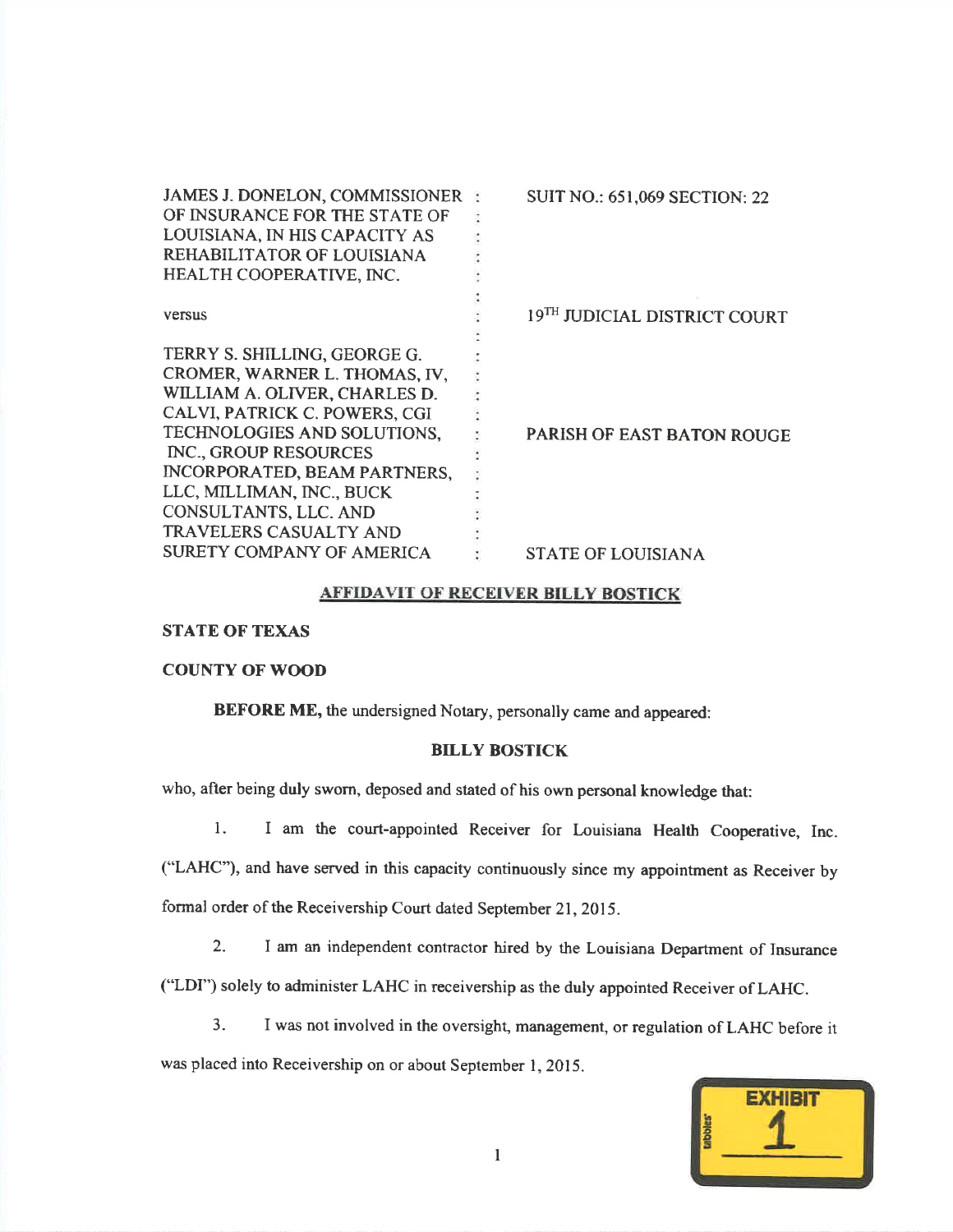| | | |
|---|---|---|
| JAMES J. DONELON, COMMISSIONER OF INSURANCE FOR THE STATE OF LOUISIANA, IN HIS CAPACITY AS REHABILITATOR OF LOUISIANA HEALTH COOPERATIVE, INC. | : | SUIT NO.: 651,069 SECTION: 22 |
| versus | : | 19TH JUDICIAL DISTRICT COURT |
| TERRY S. SHILLING, GEORGE G. CROMER, WARNER L. THOMAS, IV, WILLIAM A. OLIVER, CHARLES D. CALVI, PATRICK C. POWERS, CGI TECHNOLOGIES AND SOLUTIONS, INC., GROUP RESOURCES INCORPORATED, BEAM PARTNERS, LLC, MILLIMAN, INC., BUCK CONSULTANTS, LLC. AND TRAVELERS CASUALTY AND SURETY COMPANY OF AMERICA | : | PARISH OF EAST BATON ROUGE<br><br>STATE OF LOUISIANA |

## AFFIDAVIT OF RECEIVER BILLY BOSTICK

**STATE OF TEXAS**

**COUNTY OF WOOD**

**BEFORE ME,** the undersigned Notary, personally came and appeared:

**BILLY BOSTICK**

who, after being duly sworn, deposed and stated of his own personal knowledge that:

1. I am the court-appointed Receiver for Louisiana Health Cooperative, Inc. ("LAHC"), and have served in this capacity continuously since my appointment as Receiver by formal order of the Receivership Court dated September 21, 2015.

2. I am an independent contractor hired by the Louisiana Department of Insurance ("LDI") solely to administer LAHC in receivership as the duly appointed Receiver of LAHC.

3. I was not involved in the oversight, management, or regulation of LAHC before it was placed into Receivership on or about September 1, 2015.

EXHIBIT 1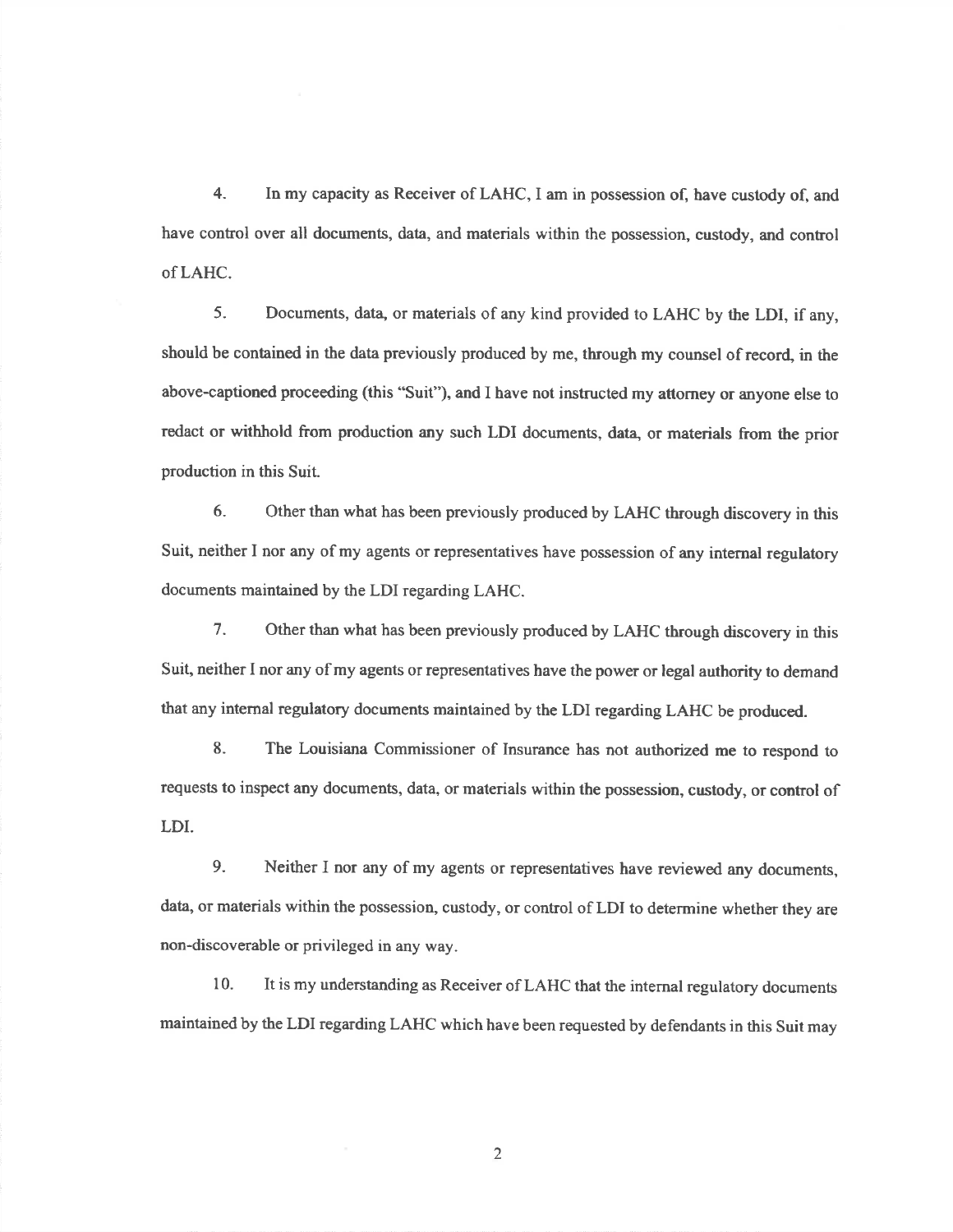4. In my capacity as Receiver of LAHC, I am in possession of, have custody of, and have control over all documents, data, and materials within the possession, custody, and control of LAHC.

5. Documents, data, or materials of any kind provided to LAHC by the LDI, if any, should be contained in the data previously produced by me, through my counsel of record, in the above-captioned proceeding (this "Suit"), and I have not instructed my attorney or anyone else to redact or withhold from production any such LDI documents, data, or materials from the prior production in this Suit.

6. Other than what has been previously produced by LAHC through discovery in this Suit, neither I nor any of my agents or representatives have possession of any internal regulatory documents maintained by the LDI regarding LAHC.

7. Other than what has been previously produced by LAHC through discovery in this Suit, neither I nor any of my agents or representatives have the power or legal authority to demand that any internal regulatory documents maintained by the LDI regarding LAHC be produced.

8. The Louisiana Commissioner of Insurance has not authorized me to respond to requests to inspect any documents, data, or materials within the possession, custody, or control of LDI.

9. Neither I nor any of my agents or representatives have reviewed any documents, data, or materials within the possession, custody, or control of LDI to determine whether they are non-discoverable or privileged in any way.

10. It is my understanding as Receiver of LAHC that the internal regulatory documents maintained by the LDI regarding LAHC which have been requested by defendants in this Suit may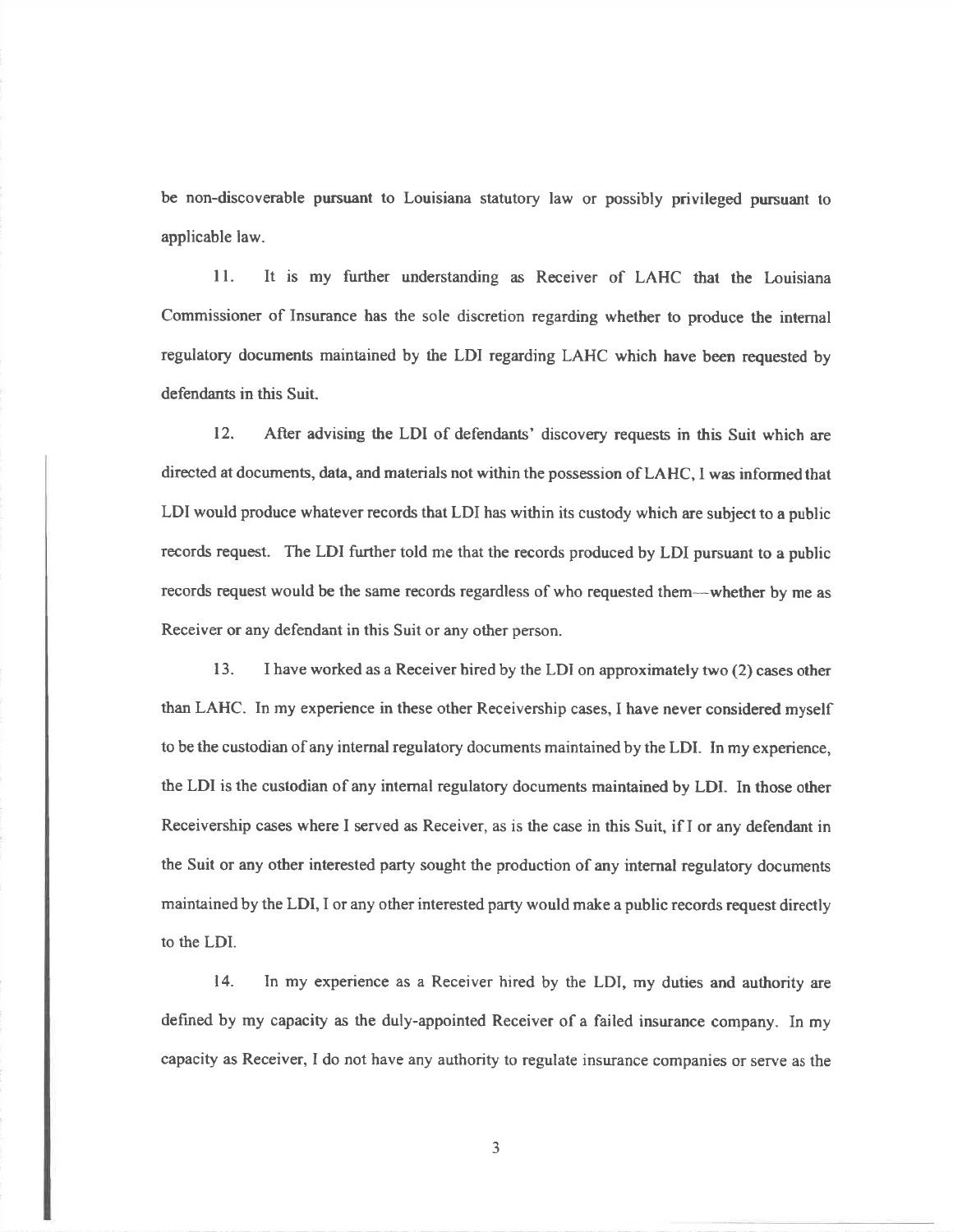be non-discoverable pursuant to Louisiana statutory law or possibly privileged pursuant to applicable law.

11. It is my further understanding as Receiver of LAHC that the Louisiana Commissioner of Insurance has the sole discretion regarding whether to produce the internal regulatory documents maintained by the LDI regarding LAHC which have been requested by defendants in this Suit.

12. After advising the LDI of defendants' discovery requests in this Suit which are directed at documents, data, and materials not within the possession of LAHC, I was informed that LDI would produce whatever records that LDI has within its custody which are subject to a public records request. The LDI further told me that the records produced by LDI pursuant to a public records request would be the same records regardless of who requested them—whether by me as Receiver or any defendant in this Suit or any other person.

13. I have worked as a Receiver hired by the LDI on approximately two (2) cases other than LAHC. In my experience in these other Receivership cases, I have never considered myself to be the custodian of any internal regulatory documents maintained by the LDI. In my experience, the LDI is the custodian of any internal regulatory documents maintained by LDI. In those other Receivership cases where I served as Receiver, as is the case in this Suit, if I or any defendant in the Suit or any other interested party sought the production of any internal regulatory documents maintained by the LDI, I or any other interested party would make a public records request directly to the LDI.

14. In my experience as a Receiver hired by the LDI, my duties and authority are defined by my capacity as the duly-appointed Receiver of a failed insurance company. In my capacity as Receiver, I do not have any authority to regulate insurance companies or serve as the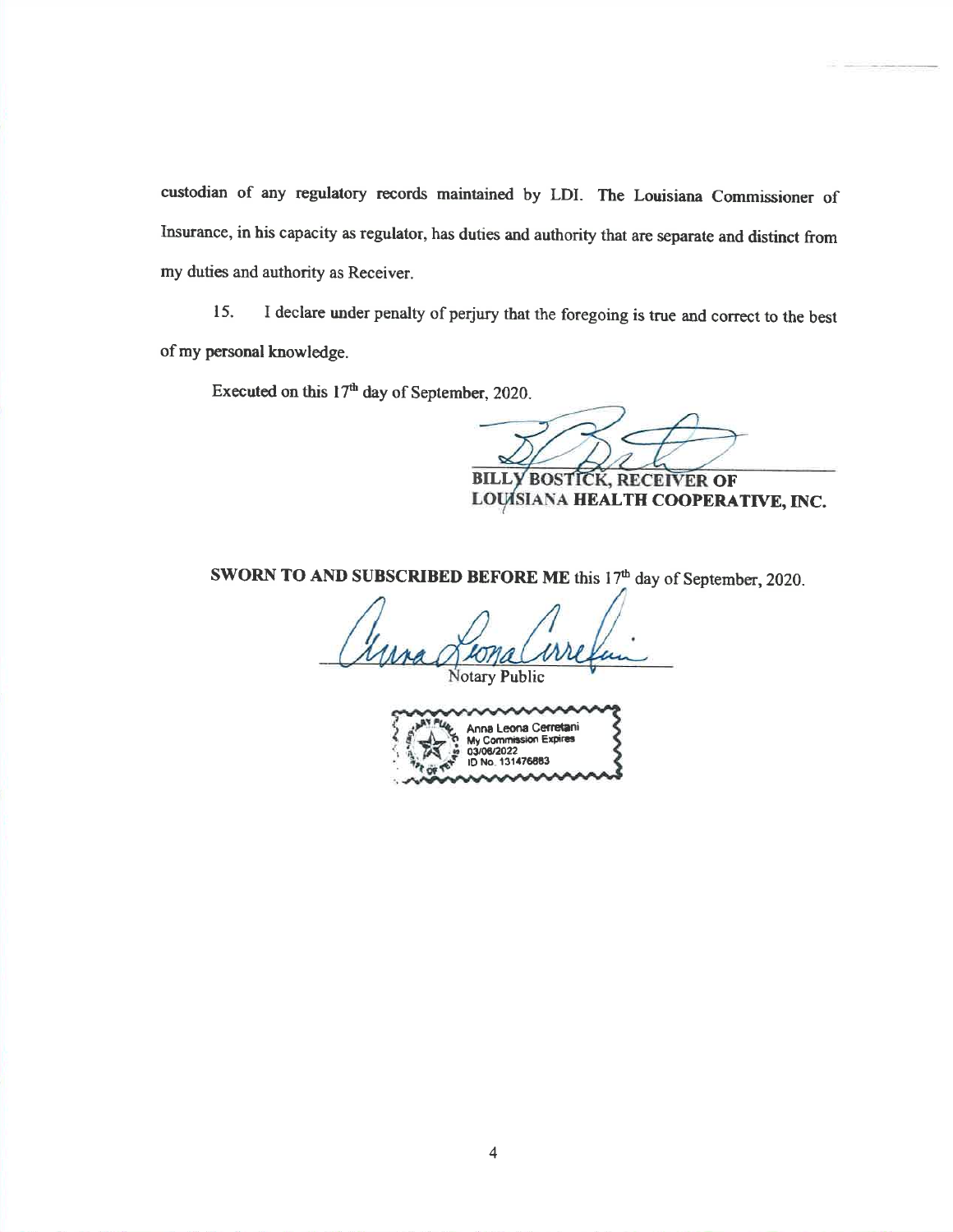custodian of any regulatory records maintained by LDI. The Louisiana Commissioner of Insurance, in his capacity as regulator, has duties and authority that are separate and distinct from my duties and authority as Receiver.

15. I declare under penalty of perjury that the foregoing is true and correct to the best of my personal knowledge.

Executed on this 17th day of September, 2020.

**BILLY BOSTICK, RECEIVER OF LOUISIANA HEALTH COOPERATIVE, INC.**

**SWORN TO AND SUBSCRIBED BEFORE ME** this 17th day of September, 2020.

Notary Public

Anna Leona Cerretani
My Commission Expires
03/06/2022
ID No. 131476883